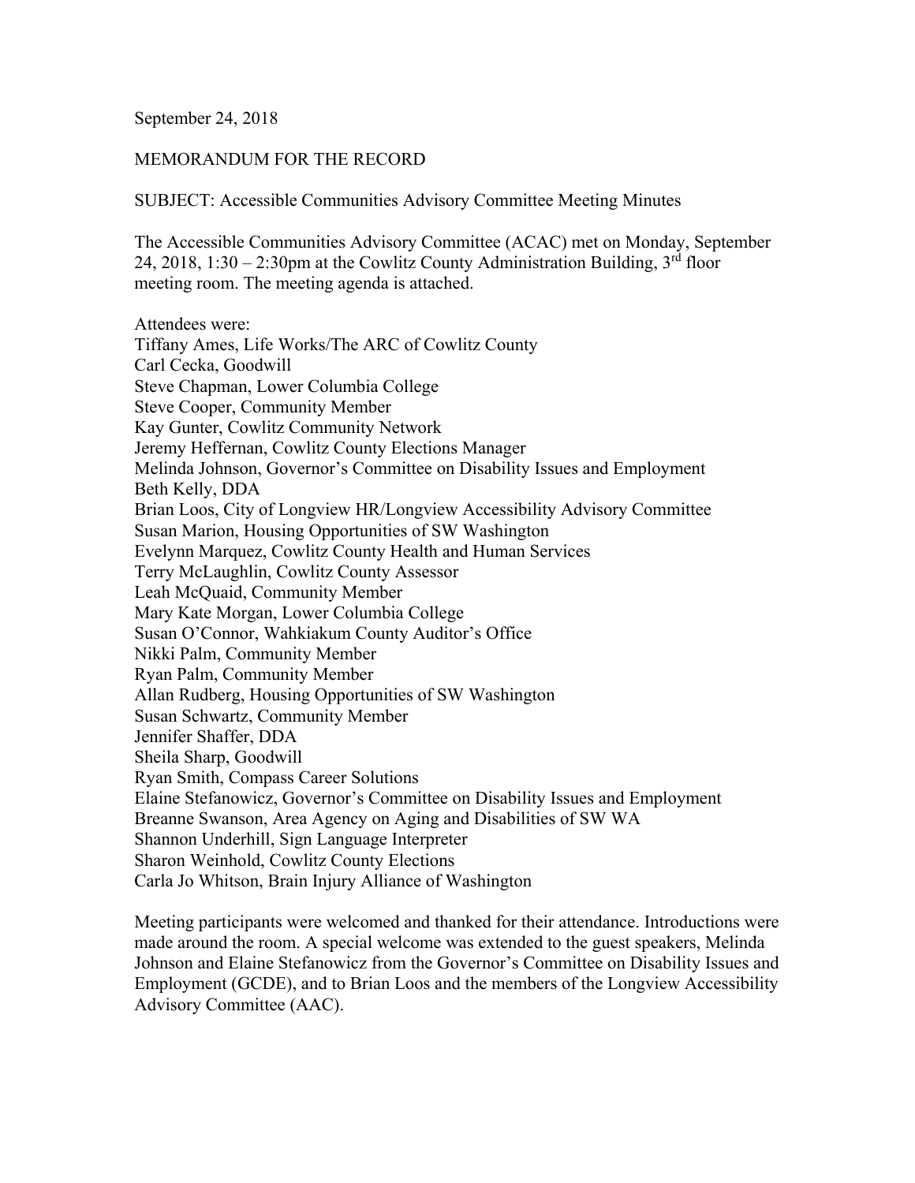September 24, 2018

MEMORANDUM FOR THE RECORD

SUBJECT: Accessible Communities Advisory Committee Meeting Minutes

The Accessible Communities Advisory Committee (ACAC) met on Monday, September 24, 2018, 1:30 – 2:30pm at the Cowlitz County Administration Building, 3rd floor meeting room. The meeting agenda is attached.

Attendees were:
Tiffany Ames, Life Works/The ARC of Cowlitz County
Carl Cecka, Goodwill
Steve Chapman, Lower Columbia College
Steve Cooper, Community Member
Kay Gunter, Cowlitz Community Network
Jeremy Heffernan, Cowlitz County Elections Manager
Melinda Johnson, Governor's Committee on Disability Issues and Employment
Beth Kelly, DDA
Brian Loos, City of Longview HR/Longview Accessibility Advisory Committee
Susan Marion, Housing Opportunities of SW Washington
Evelynn Marquez, Cowlitz County Health and Human Services
Terry McLaughlin, Cowlitz County Assessor
Leah McQuaid, Community Member
Mary Kate Morgan, Lower Columbia College
Susan O'Connor, Wahkiakum County Auditor's Office
Nikki Palm, Community Member
Ryan Palm, Community Member
Allan Rudberg, Housing Opportunities of SW Washington
Susan Schwartz, Community Member
Jennifer Shaffer, DDA
Sheila Sharp, Goodwill
Ryan Smith, Compass Career Solutions
Elaine Stefanowicz, Governor's Committee on Disability Issues and Employment
Breanne Swanson, Area Agency on Aging and Disabilities of SW WA
Shannon Underhill, Sign Language Interpreter
Sharon Weinhold, Cowlitz County Elections
Carla Jo Whitson, Brain Injury Alliance of Washington

Meeting participants were welcomed and thanked for their attendance. Introductions were made around the room. A special welcome was extended to the guest speakers, Melinda Johnson and Elaine Stefanowicz from the Governor's Committee on Disability Issues and Employment (GCDE), and to Brian Loos and the members of the Longview Accessibility Advisory Committee (AAC).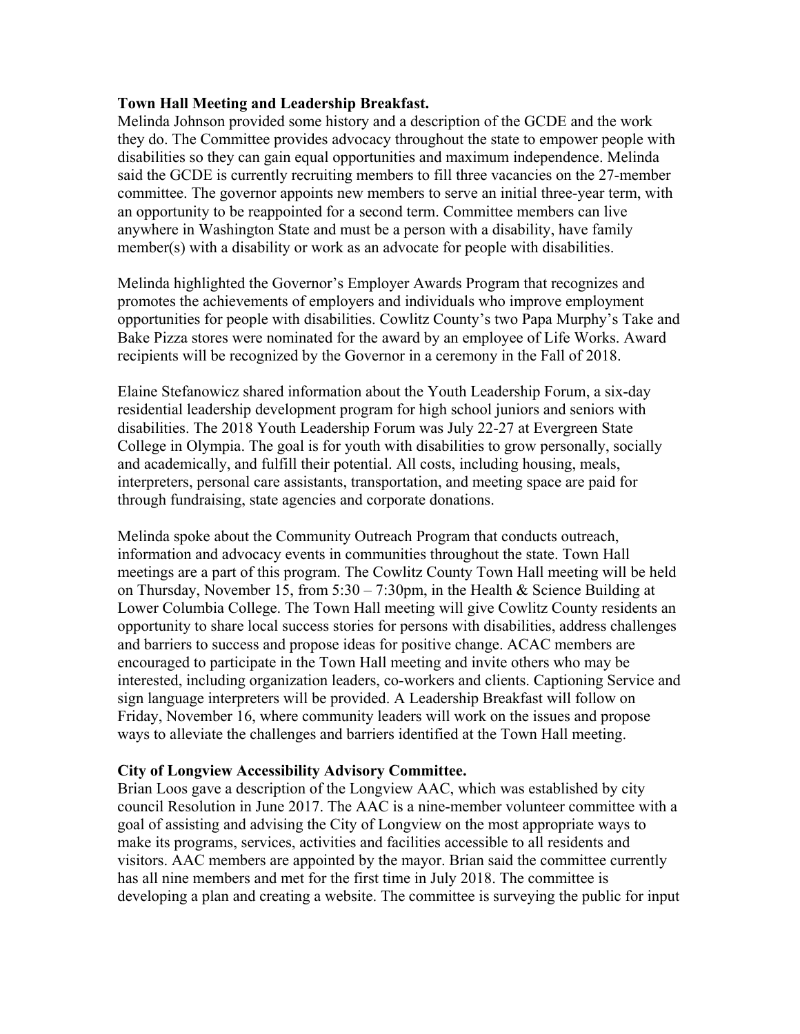**Town Hall Meeting and Leadership Breakfast.**
Melinda Johnson provided some history and a description of the GCDE and the work they do. The Committee provides advocacy throughout the state to empower people with disabilities so they can gain equal opportunities and maximum independence. Melinda said the GCDE is currently recruiting members to fill three vacancies on the 27-member committee. The governor appoints new members to serve an initial three-year term, with an opportunity to be reappointed for a second term. Committee members can live anywhere in Washington State and must be a person with a disability, have family member(s) with a disability or work as an advocate for people with disabilities.

Melinda highlighted the Governor's Employer Awards Program that recognizes and promotes the achievements of employers and individuals who improve employment opportunities for people with disabilities. Cowlitz County's two Papa Murphy's Take and Bake Pizza stores were nominated for the award by an employee of Life Works. Award recipients will be recognized by the Governor in a ceremony in the Fall of 2018.

Elaine Stefanowicz shared information about the Youth Leadership Forum, a six-day residential leadership development program for high school juniors and seniors with disabilities. The 2018 Youth Leadership Forum was July 22-27 at Evergreen State College in Olympia. The goal is for youth with disabilities to grow personally, socially and academically, and fulfill their potential. All costs, including housing, meals, interpreters, personal care assistants, transportation, and meeting space are paid for through fundraising, state agencies and corporate donations.

Melinda spoke about the Community Outreach Program that conducts outreach, information and advocacy events in communities throughout the state. Town Hall meetings are a part of this program. The Cowlitz County Town Hall meeting will be held on Thursday, November 15, from 5:30 – 7:30pm, in the Health & Science Building at Lower Columbia College. The Town Hall meeting will give Cowlitz County residents an opportunity to share local success stories for persons with disabilities, address challenges and barriers to success and propose ideas for positive change. ACAC members are encouraged to participate in the Town Hall meeting and invite others who may be interested, including organization leaders, co-workers and clients. Captioning Service and sign language interpreters will be provided. A Leadership Breakfast will follow on Friday, November 16, where community leaders will work on the issues and propose ways to alleviate the challenges and barriers identified at the Town Hall meeting.

**City of Longview Accessibility Advisory Committee.**
Brian Loos gave a description of the Longview AAC, which was established by city council Resolution in June 2017. The AAC is a nine-member volunteer committee with a goal of assisting and advising the City of Longview on the most appropriate ways to make its programs, services, activities and facilities accessible to all residents and visitors. AAC members are appointed by the mayor. Brian said the committee currently has all nine members and met for the first time in July 2018. The committee is developing a plan and creating a website. The committee is surveying the public for input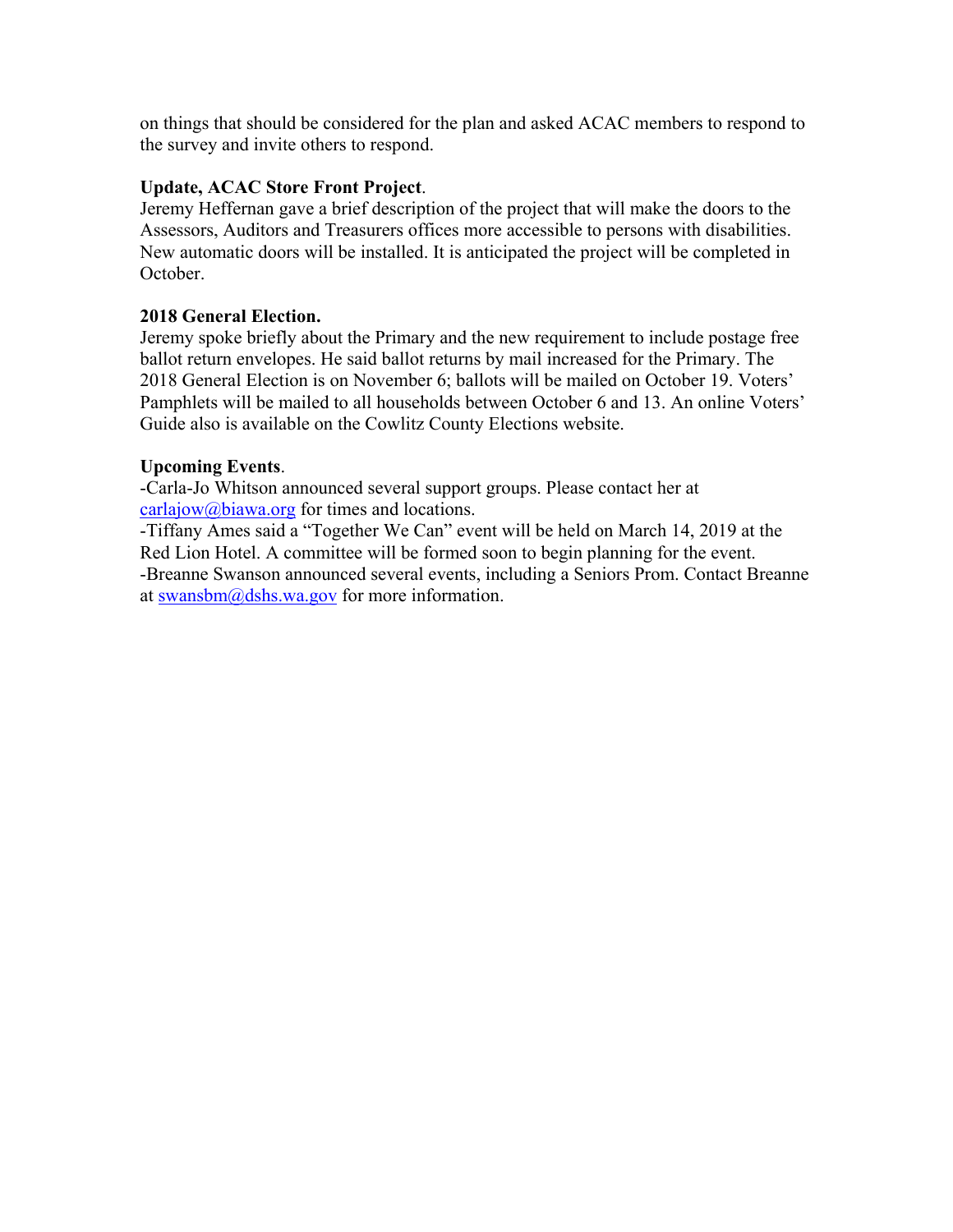on things that should be considered for the plan and asked ACAC members to respond to the survey and invite others to respond.

**Update, ACAC Store Front Project**.
Jeremy Heffernan gave a brief description of the project that will make the doors to the Assessors, Auditors and Treasurers offices more accessible to persons with disabilities. New automatic doors will be installed. It is anticipated the project will be completed in October.

**2018 General Election.**
Jeremy spoke briefly about the Primary and the new requirement to include postage free ballot return envelopes. He said ballot returns by mail increased for the Primary. The 2018 General Election is on November 6; ballots will be mailed on October 19. Voters' Pamphlets will be mailed to all households between October 6 and 13. An online Voters' Guide also is available on the Cowlitz County Elections website.

**Upcoming Events**.
-Carla-Jo Whitson announced several support groups. Please contact her at carlajow@biawa.org for times and locations.
-Tiffany Ames said a "Together We Can" event will be held on March 14, 2019 at the Red Lion Hotel. A committee will be formed soon to begin planning for the event.
-Breanne Swanson announced several events, including a Seniors Prom. Contact Breanne at swansbm@dshs.wa.gov for more information.